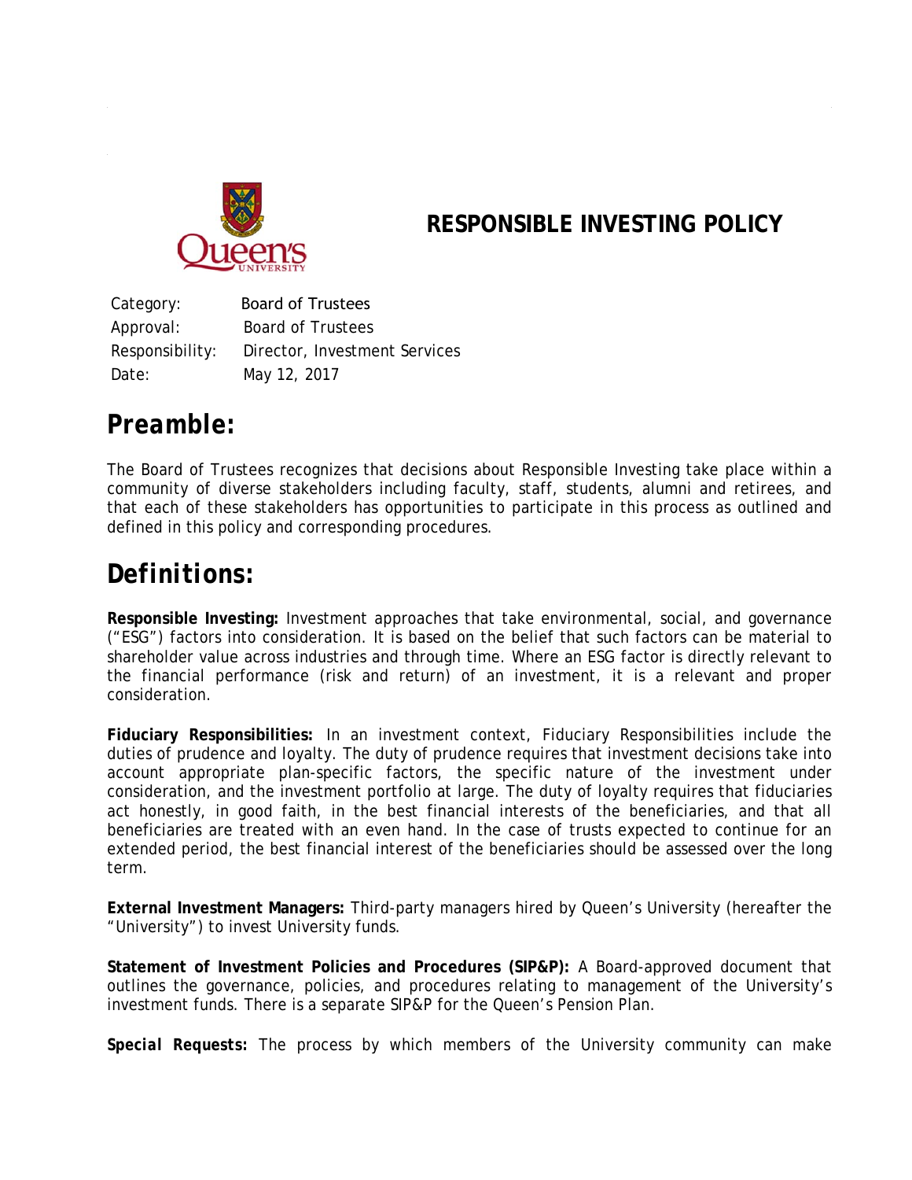# RESPONSIBLE INVESTING POLICY

Category: Board of Trustees
Approval: Board of Trustees
Responsibility: Director, Investment Services
Date: May 12, 2017

## *Preamble:*

The Board of Trustees recognizes that decisions about Responsible Investing take place within a community of diverse stakeholders including faculty, staff, students, alumni and retirees, and that each of these stakeholders has opportunities to participate in this process as outlined and defined in this policy and corresponding procedures.

## *Definitions:*

**Responsible Investing:** Investment approaches that take environmental, social, and governance ("ESG") factors into consideration. It is based on the belief that such factors can be material to shareholder value across industries and through time. Where an ESG factor is directly relevant to the financial performance (risk and return) of an investment, it is a relevant and proper consideration.

**Fiduciary Responsibilities:** In an investment context, Fiduciary Responsibilities include the duties of prudence and loyalty. The duty of prudence requires that investment decisions take into account appropriate plan-specific factors, the specific nature of the investment under consideration, and the investment portfolio at large. The duty of loyalty requires that fiduciaries act honestly, in good faith, in the best financial interests of the beneficiaries, and that all beneficiaries are treated with an even hand. In the case of trusts expected to continue for an extended period, the best financial interest of the beneficiaries should be assessed over the long term.

**External Investment Managers:** Third-party managers hired by Queen's University (hereafter the "University") to invest University funds.

**Statement of Investment Policies and Procedures (SIP&P):** A Board-approved document that outlines the governance, policies, and procedures relating to management of the University's investment funds. There is a separate SIP&P for the Queen's Pension Plan.

***Special Requests:*** The process by which members of the University community can make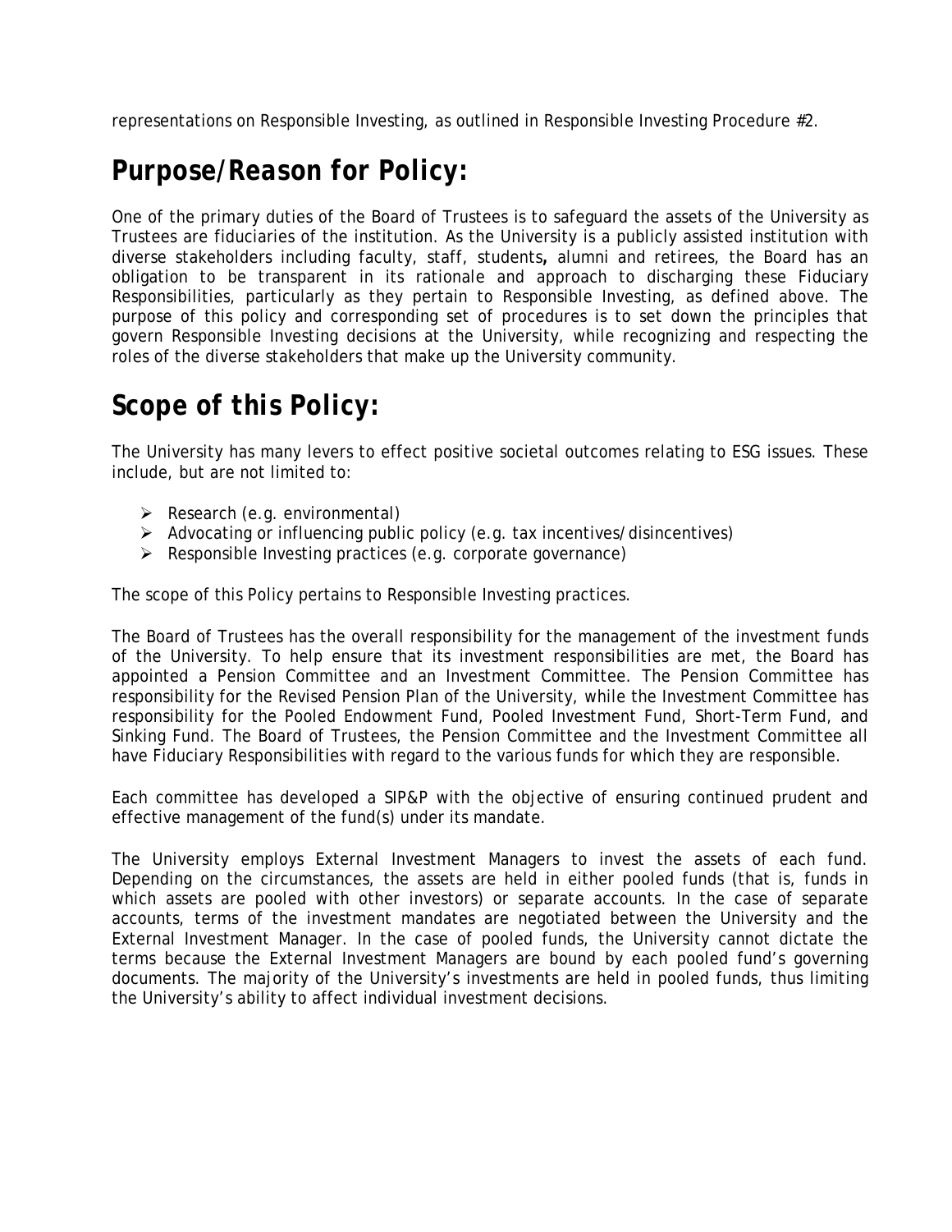representations on Responsible Investing, as outlined in Responsible Investing Procedure #2.

## Purpose/Reason for Policy:

One of the primary duties of the Board of Trustees is to safeguard the assets of the University as Trustees are fiduciaries of the institution. As the University is a publicly assisted institution with diverse stakeholders including faculty, staff, students**,** alumni and retirees, the Board has an obligation to be transparent in its rationale and approach to discharging these Fiduciary Responsibilities, particularly as they pertain to Responsible Investing, as defined above. The purpose of this policy and corresponding set of procedures is to set down the principles that govern Responsible Investing decisions at the University, while recognizing and respecting the roles of the diverse stakeholders that make up the University community.

## Scope of this Policy:

The University has many levers to effect positive societal outcomes relating to ESG issues. These include, but are not limited to:

- Research (e.g. environmental)
- Advocating or influencing public policy (e.g. tax incentives/disincentives)
- Responsible Investing practices (e.g. corporate governance)

The scope of this Policy pertains to Responsible Investing practices.

The Board of Trustees has the overall responsibility for the management of the investment funds of the University. To help ensure that its investment responsibilities are met, the Board has appointed a Pension Committee and an Investment Committee. The Pension Committee has responsibility for the Revised Pension Plan of the University, while the Investment Committee has responsibility for the Pooled Endowment Fund, Pooled Investment Fund, Short-Term Fund, and Sinking Fund. The Board of Trustees, the Pension Committee and the Investment Committee all have Fiduciary Responsibilities with regard to the various funds for which they are responsible.

Each committee has developed a SIP&P with the objective of ensuring continued prudent and effective management of the fund(s) under its mandate.

The University employs External Investment Managers to invest the assets of each fund. Depending on the circumstances, the assets are held in either pooled funds (that is, funds in which assets are pooled with other investors) or separate accounts. In the case of separate accounts, terms of the investment mandates are negotiated between the University and the External Investment Manager. In the case of pooled funds, the University cannot dictate the terms because the External Investment Managers are bound by each pooled fund's governing documents. The majority of the University's investments are held in pooled funds, thus limiting the University's ability to affect individual investment decisions.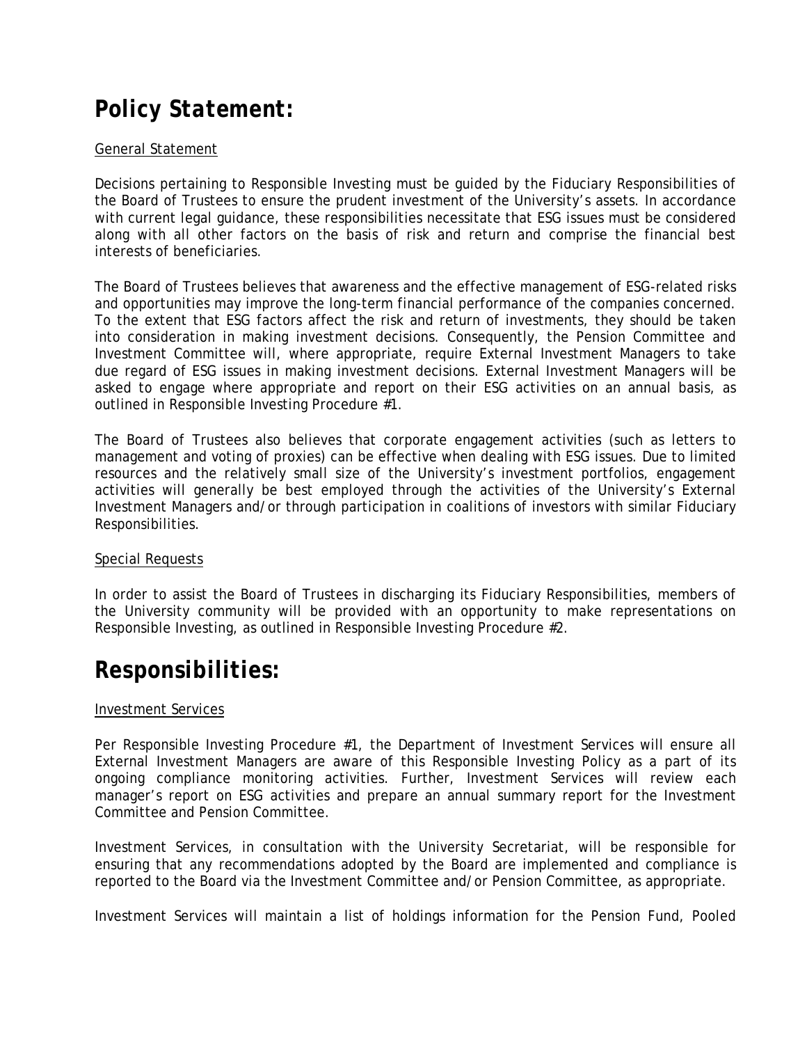# *Policy Statement:*

General Statement

Decisions pertaining to Responsible Investing must be guided by the Fiduciary Responsibilities of the Board of Trustees to ensure the prudent investment of the University's assets. In accordance with current legal guidance, these responsibilities necessitate that ESG issues must be considered along with all other factors on the basis of risk and return and comprise the financial best interests of beneficiaries.

The Board of Trustees believes that awareness and the effective management of ESG-related risks and opportunities may improve the long-term financial performance of the companies concerned. To the extent that ESG factors affect the risk and return of investments, they should be taken into consideration in making investment decisions. Consequently, the Pension Committee and Investment Committee will, where appropriate, require External Investment Managers to take due regard of ESG issues in making investment decisions. External Investment Managers will be asked to engage where appropriate and report on their ESG activities on an annual basis, as outlined in Responsible Investing Procedure #1.

The Board of Trustees also believes that corporate engagement activities (such as letters to management and voting of proxies) can be effective when dealing with ESG issues. Due to limited resources and the relatively small size of the University's investment portfolios, engagement activities will generally be best employed through the activities of the University's External Investment Managers and/or through participation in coalitions of investors with similar Fiduciary Responsibilities.

Special Requests

In order to assist the Board of Trustees in discharging its Fiduciary Responsibilities, members of the University community will be provided with an opportunity to make representations on Responsible Investing, as outlined in Responsible Investing Procedure #2.

# *Responsibilities:*

Investment Services

Per Responsible Investing Procedure #1, the Department of Investment Services will ensure all External Investment Managers are aware of this Responsible Investing Policy as a part of its ongoing compliance monitoring activities. Further, Investment Services will review each manager's report on ESG activities and prepare an annual summary report for the Investment Committee and Pension Committee.

Investment Services, in consultation with the University Secretariat, will be responsible for ensuring that any recommendations adopted by the Board are implemented and compliance is reported to the Board via the Investment Committee and/or Pension Committee, as appropriate.

Investment Services will maintain a list of holdings information for the Pension Fund, Pooled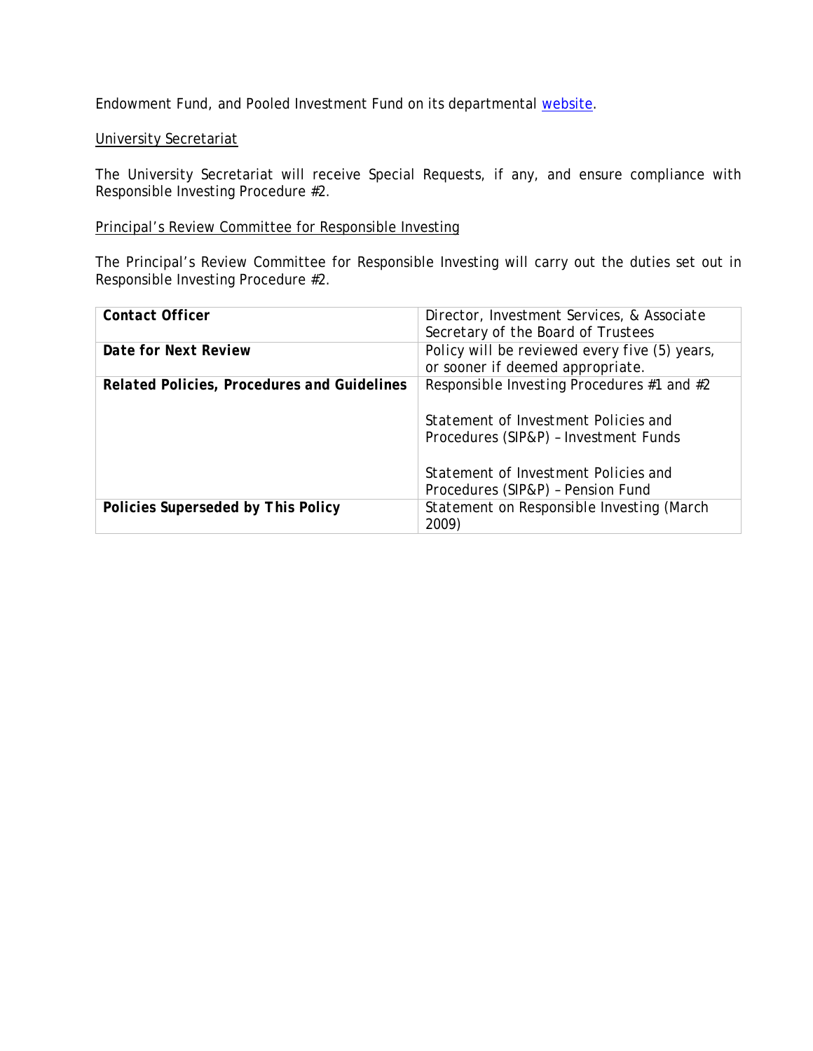Endowment Fund, and Pooled Investment Fund on its departmental [website](website).

University Secretariat

The University Secretariat will receive Special Requests, if any, and ensure compliance with Responsible Investing Procedure #2.

Principal's Review Committee for Responsible Investing

The Principal's Review Committee for Responsible Investing will carry out the duties set out in Responsible Investing Procedure #2.

| | |
|---|---|
| **Contact Officer** | Director, Investment Services, & Associate Secretary of the Board of Trustees |
| **Date for Next Review** | Policy will be reviewed every five (5) years, or sooner if deemed appropriate. |
| **Related Policies, Procedures and Guidelines** | Responsible Investing Procedures #1 and #2<br><br>Statement of Investment Policies and Procedures (SIP&P) – Investment Funds<br><br>Statement of Investment Policies and Procedures (SIP&P) – Pension Fund |
| **Policies Superseded by This Policy** | Statement on Responsible Investing (March 2009) |